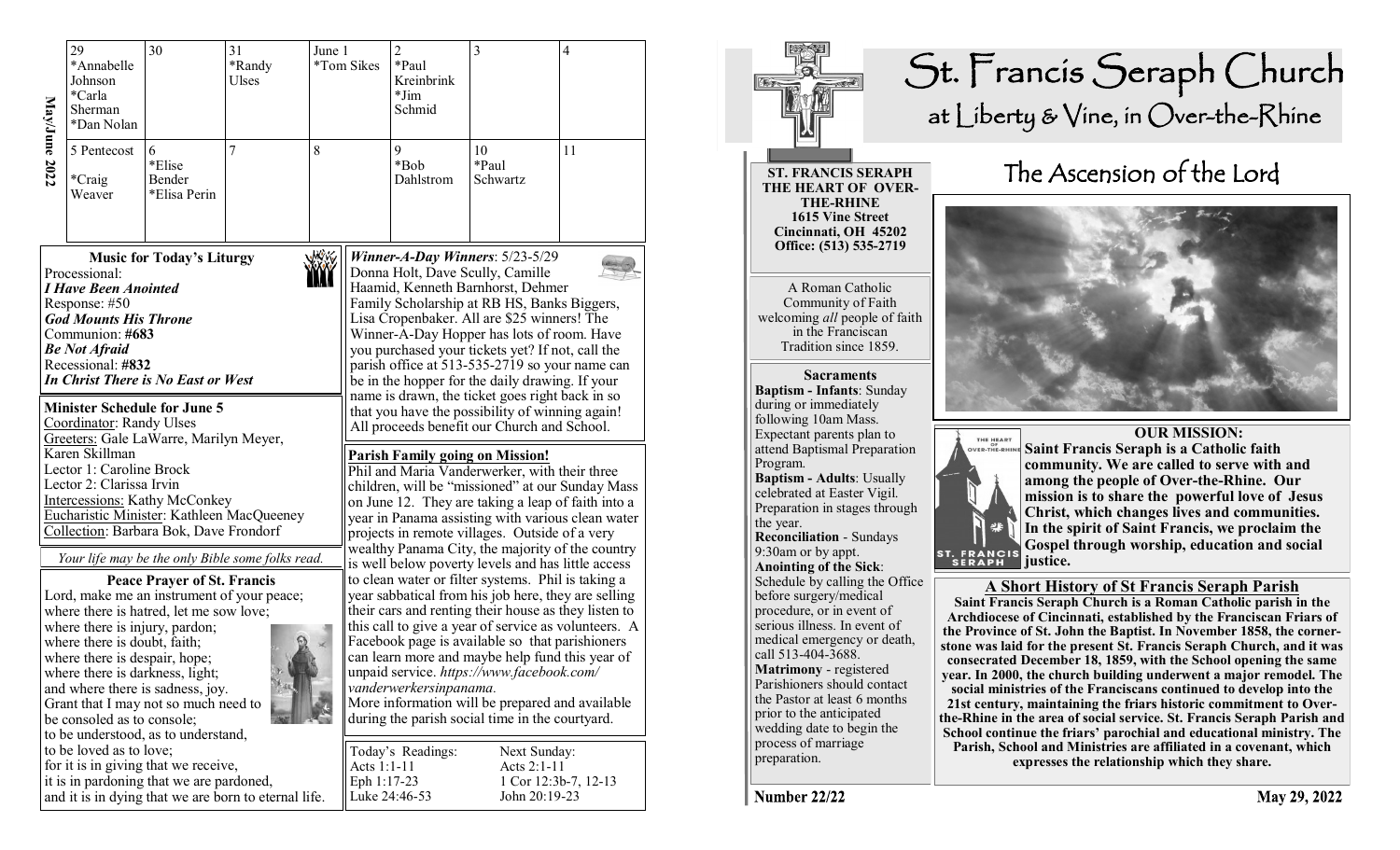**May/June 2022**

| 29 | 30 | 31 | June 1 | 2 | 3 | 4 |
|---|---|---|---|---|---|---|
| *Annabelle Johnson *Carla Sherman *Dan Nolan | | *Randy Ulses | *Tom Sikes | *Paul Kreinbrink *Jim Schmid | | |
| 5 Pentecost | 6 | 7 | 8 | 9 | 10 | 11 |
| *Craig Weaver | *Elise Bender *Elisa Perin | | | *Bob Dahlstrom | *Paul Schwartz | |

### Music for Today's Liturgy

Processional:
***I Have Been Anointed***
Response: #50
***God Mounts His Throne***
Communion: **#683**
***Be Not Afraid***
Recessional: **#832**
***In Christ There is No East or West***

### Minister Schedule for June 5

Coordinator: Randy Ulses
Greeters: Gale LaWarre, Marilyn Meyer, Karen Skillman
Lector 1: Caroline Brock
Lector 2: Clarissa Irvin
Intercessions: Kathy McConkey
Eucharistic Minister: Kathleen MacQueeney
Collection: Barbara Bok, Dave Frondorf

*Your life may be the only Bible some folks read.*

### Peace Prayer of St. Francis

Lord, make me an instrument of your peace;
where there is hatred, let me sow love;
where there is injury, pardon;
where there is doubt, faith;
where there is despair, hope;
where there is darkness, light;
and where there is sadness, joy.
Grant that I may not so much need to be consoled as to console;
to be understood, as to understand,
to be loved as to love;
for it is in giving that we receive,
it is in pardoning that we are pardoned,
and it is in dying that we are born to eternal life.

***Winner-A-Day Winners***: 5/23-5/29
Donna Holt, Dave Scully, Camille Haamid, Kenneth Barnhorst, Dehmer Family Scholarship at RB HS, Banks Biggers, Lisa Cropenbaker. All are $25 winners! The Winner-A-Day Hopper has lots of room. Have you purchased your tickets yet? If not, call the parish office at 513-535-2719 so your name can be in the hopper for the daily drawing. If your name is drawn, the ticket goes right back in so that you have the possibility of winning again! All proceeds benefit our Church and School.

### Parish Family going on Mission!

Phil and Maria Vanderwerker, with their three children, will be "missioned" at our Sunday Mass on June 12. They are taking a leap of faith into a year in Panama assisting with various clean water projects in remote villages. Outside of a very wealthy Panama City, the majority of the country is well below poverty levels and has little access to clean water or filter systems. Phil is taking a year sabbatical from his job here, they are selling their cars and renting their house as they listen to this call to give a year of service as volunteers. A Facebook page is available so that parishioners can learn more and maybe help fund this year of unpaid service. *https://www.facebook.com/vanderwerkersinpanama.*
More information will be prepared and available during the parish social time in the courtyard.

| Today's Readings: | Next Sunday: |
|---|---|
| Acts 1:1-11 | Acts 2:1-11 |
| Eph 1:17-23 | 1 Cor 12:3b-7, 12-13 |
| Luke 24:46-53 | John 20:19-23 |

# St. Francis Seraph Church
## at Liberty & Vine, in Over-the-Rhine

# The Ascension of the Lord

**ST. FRANCIS SERAPH**
**THE HEART OF OVER-THE-RHINE**
**1615 Vine Street**
**Cincinnati, OH 45202**
**Office: (513) 535-2719**

A Roman Catholic Community of Faith welcoming *all* people of faith in the Franciscan Tradition since 1859.

### Sacraments

**Baptism - Infants**: Sunday during or immediately following 10am Mass. Expectant parents plan to attend Baptismal Preparation Program.
**Baptism - Adults**: Usually celebrated at Easter Vigil. Preparation in stages through the year.
**Reconciliation** - Sundays 9:30am or by appt.
**Anointing of the Sick**: Schedule by calling the Office before surgery/medical procedure, or in event of serious illness. In event of medical emergency or death, call 513-404-3688.
**Matrimony** - registered Parishioners should contact the Pastor at least 6 months prior to the anticipated wedding date to begin the process of marriage preparation.

### OUR MISSION:

**Saint Francis Seraph is a Catholic faith community. We are called to serve with and among the people of Over-the-Rhine. Our mission is to share the powerful love of Jesus Christ, which changes lives and communities. In the spirit of Saint Francis, we proclaim the Gospel through worship, education and social justice.**

### A Short History of St Francis Seraph Parish

**Saint Francis Seraph Church is a Roman Catholic parish in the Archdiocese of Cincinnati, established by the Franciscan Friars of the Province of St. John the Baptist. In November 1858, the cornerstone was laid for the present St. Francis Seraph Church, and it was consecrated December 18, 1859, with the School opening the same year. In 2000, the church building underwent a major remodel. The social ministries of the Franciscans continued to develop into the 21st century, maintaining the friars historic commitment to Over-the-Rhine in the area of social service. St. Francis Seraph Parish and School continue the friars' parochial and educational ministry. The Parish, School and Ministries are affiliated in a covenant, which expresses the relationship which they share.**

**Number 22/22** **May 29, 2022**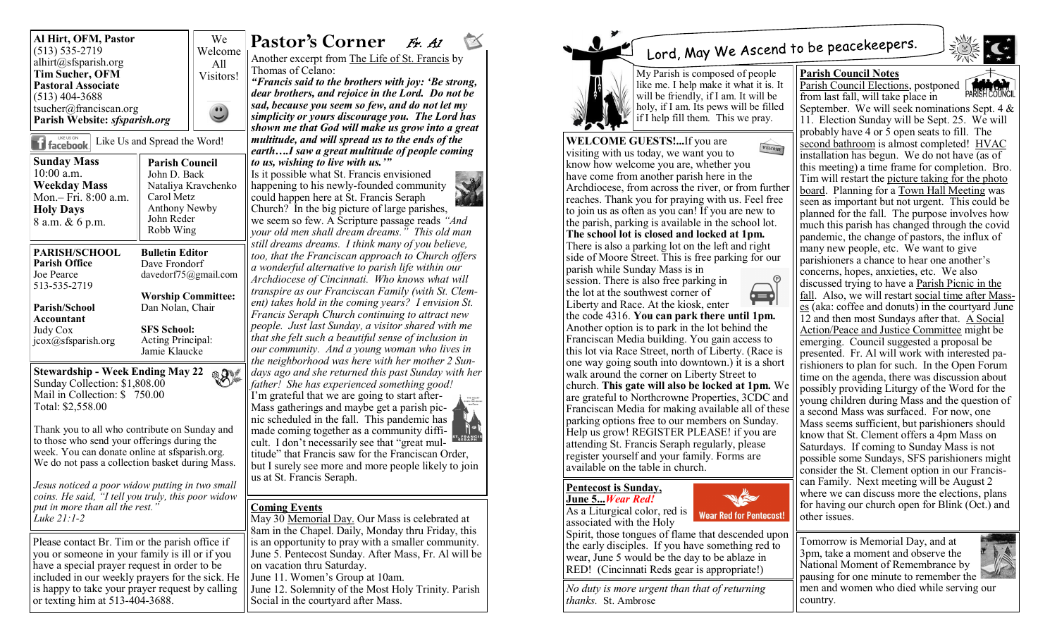**Al Hirt, OFM, Pastor**
(513) 535-2719
alhirt@sfsparish.org
**Tim Sucher, OFM**
**Pastoral Associate**
(513) 404-3688
tsucher@franciscan.org
**Parish Website: *sfsparish.org***

We Welcome All Visitors!

Like Us and Spread the Word!

**Sunday Mass**
10:00 a.m.
**Weekday Mass**
Mon.– Fri. 8:00 a.m.
**Holy Days**
8 a.m. & 6 p.m.

**Parish Council**
John D. Back
Nataliya Kravchenko
Carol Metz
Anthony Newby
John Reder
Robb Wing

**PARISH/SCHOOL**
**Parish Office**
Joe Pearce
513-535-2719

**Parish/School Accountant**
Judy Cox
jcox@sfsparish.org

**Bulletin Editor**
Dave Frondorf
davedorf75@gmail.com

**Worship Committee:**
Dan Nolan, Chair

**SFS School:**
Acting Principal:
Jamie Klaucke

**Stewardship - Week Ending May 22**
Sunday Collection: $1,808.00
Mail in Collection: $ 750.00
Total: $2,558.00

Thank you to all who contribute on Sunday and to those who send your offerings during the week. You can donate online at sfsparish.org. We do not pass a collection basket during Mass.

*Jesus noticed a poor widow putting in two small coins. He said, "I tell you truly, this poor widow put in more than all the rest." Luke 21:1-2*

Please contact Br. Tim or the parish office if you or someone in your family is ill or if you have a special prayer request in order to be included in our weekly prayers for the sick. He is happy to take your prayer request by calling or texting him at 513-404-3688.

# Pastor's Corner *Fr. Al*

Another excerpt from The Life of St. Francis by Thomas of Celano:
***"Francis said to the brothers with joy: 'Be strong, dear brothers, and rejoice in the Lord. Do not be sad, because you seem so few, and do not let my simplicity or yours discourage you. The Lord has shown me that God will make us grow into a great multitude, and will spread us to the ends of the earth….I saw a great multitude of people coming to us, wishing to live with us.'"***
Is it possible what St. Francis envisioned happening to his newly-founded community could happen here at St. Francis Seraph Church? In the big picture of large parishes, we seem so few. A Scripture passage reads *"And your old men shall dream dreams." This old man still dreams dreams. I think many of you believe, too, that the Franciscan approach to Church offers a wonderful alternative to parish life within our Archdiocese of Cincinnati. Who knows what will transpire as our Franciscan Family (with St. Clement) takes hold in the coming years? I envision St. Francis Seraph Church continuing to attract new people. Just last Sunday, a visitor shared with me that she felt such a beautiful sense of inclusion in our community. And a young woman who lives in the neighborhood was here with her mother 2 Sundays ago and she returned this past Sunday with her father! She has experienced something good!*
I'm grateful that we are going to start after-Mass gatherings and maybe get a parish picnic scheduled in the fall. This pandemic has made coming together as a community difficult. I don't necessarily see that "great multitude" that Francis saw for the Franciscan Order, but I surely see more and more people likely to join us at St. Francis Seraph.

**Coming Events**
May 30 Memorial Day. Our Mass is celebrated at 8am in the Chapel. Daily, Monday thru Friday, this is an opportunity to pray with a smaller community.
June 5. Pentecost Sunday. After Mass, Fr. Al will be on vacation thru Saturday.
June 11. Women's Group at 10am.
June 12. Solemnity of the Most Holy Trinity. Parish Social in the courtyard after Mass.

## Lord, May We Ascend to be peacekeepers.

My Parish is composed of people like me. I help make it what it is. It will be friendly, if I am. It will be holy, if I am. Its pews will be filled if I help fill them. This we pray.

**WELCOME GUESTS!...**If you are visiting with us today, we want you to know how welcome you are, whether you have come from another parish here in the Archdiocese, from across the river, or from further reaches. Thank you for praying with us. Feel free to join us as often as you can! If you are new to the parish, parking is available in the school lot. **The school lot is closed and locked at 1pm.** There is also a parking lot on the left and right side of Moore Street. This is free parking for our parish while Sunday Mass is in session. There is also free parking in the lot at the southwest corner of Liberty and Race. At the kiosk, enter the code 4316. **You can park there until 1pm.** Another option is to park in the lot behind the Franciscan Media building. You gain access to this lot via Race Street, north of Liberty. (Race is one way going south into downtown.) it is a short walk around the corner on Liberty Street to church. **This gate will also be locked at 1pm.** We are grateful to Northcrowne Properties, 3CDC and Franciscan Media for making available all of these parking options free to our members on Sunday. Help us grow! REGISTER PLEASE! if you are attending St. Francis Seraph regularly, please register yourself and your family. Forms are available on the table in church.

**Pentecost is Sunday, June 5...*Wear Red!***
As a Liturgical color, red is associated with the Holy Spirit, those tongues of flame that descended upon the early disciples. If you have something red to wear, June 5 would be the day to be ablaze in RED! (Cincinnati Reds gear is appropriate!)

*No duty is more urgent than that of returning thanks.* St. Ambrose

**Parish Council Notes**
Parish Council Elections, postponed from last fall, will take place in September. We will seek nominations Sept. 4 & 11. Election Sunday will be Sept. 25. We will probably have 4 or 5 open seats to fill. The second bathroom is almost completed! HVAC installation has begun. We do not have (as of this meeting) a time frame for completion. Bro. Tim will restart the picture taking for the photo board. Planning for a Town Hall Meeting was seen as important but not urgent. This could be planned for the fall. The purpose involves how much this parish has changed through the covid pandemic, the change of pastors, the influx of many new people, etc. We want to give parishioners a chance to hear one another's concerns, hopes, anxieties, etc. We also discussed trying to have a Parish Picnic in the fall. Also, we will restart social time after Masses (aka: coffee and donuts) in the courtyard June 12 and then most Sundays after that. A Social Action/Peace and Justice Committee might be emerging. Council suggested a proposal be presented. Fr. Al will work with interested parishioners to plan for such. In the Open Forum time on the agenda, there was discussion about possibly providing Liturgy of the Word for the young children during Mass and the question of a second Mass was surfaced. For now, one Mass seems sufficient, but parishioners should know that St. Clement offers a 4pm Mass on Saturdays. If coming to Sunday Mass is not possible some Sundays, SFS parishioners might consider the St. Clement option in our Franciscan Family. Next meeting will be August 2 where we can discuss more the elections, plans for having our church open for Blink (Oct.) and other issues.

Tomorrow is Memorial Day, and at 3pm, take a moment and observe the National Moment of Remembrance by pausing for one minute to remember the men and women who died while serving our country.